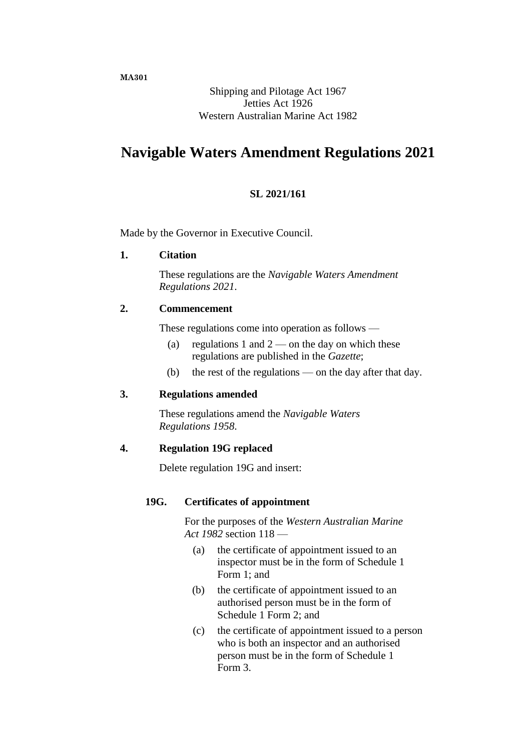**MA301**

Shipping and Pilotage Act 1967
Jetties Act 1926
Western Australian Marine Act 1982

# Navigable Waters Amendment Regulations 2021

**SL 2021/161**

Made by the Governor in Executive Council.

**1. Citation**

These regulations are the *Navigable Waters Amendment Regulations 2021*.

**2. Commencement**

These regulations come into operation as follows —

(a) regulations 1 and 2 — on the day on which these regulations are published in the *Gazette*;

(b) the rest of the regulations — on the day after that day.

**3. Regulations amended**

These regulations amend the *Navigable Waters Regulations 1958*.

**4. Regulation 19G replaced**

Delete regulation 19G and insert:

**19G. Certificates of appointment**

For the purposes of the *Western Australian Marine Act 1982* section 118 —

(a) the certificate of appointment issued to an inspector must be in the form of Schedule 1 Form 1; and

(b) the certificate of appointment issued to an authorised person must be in the form of Schedule 1 Form 2; and

(c) the certificate of appointment issued to a person who is both an inspector and an authorised person must be in the form of Schedule 1 Form 3.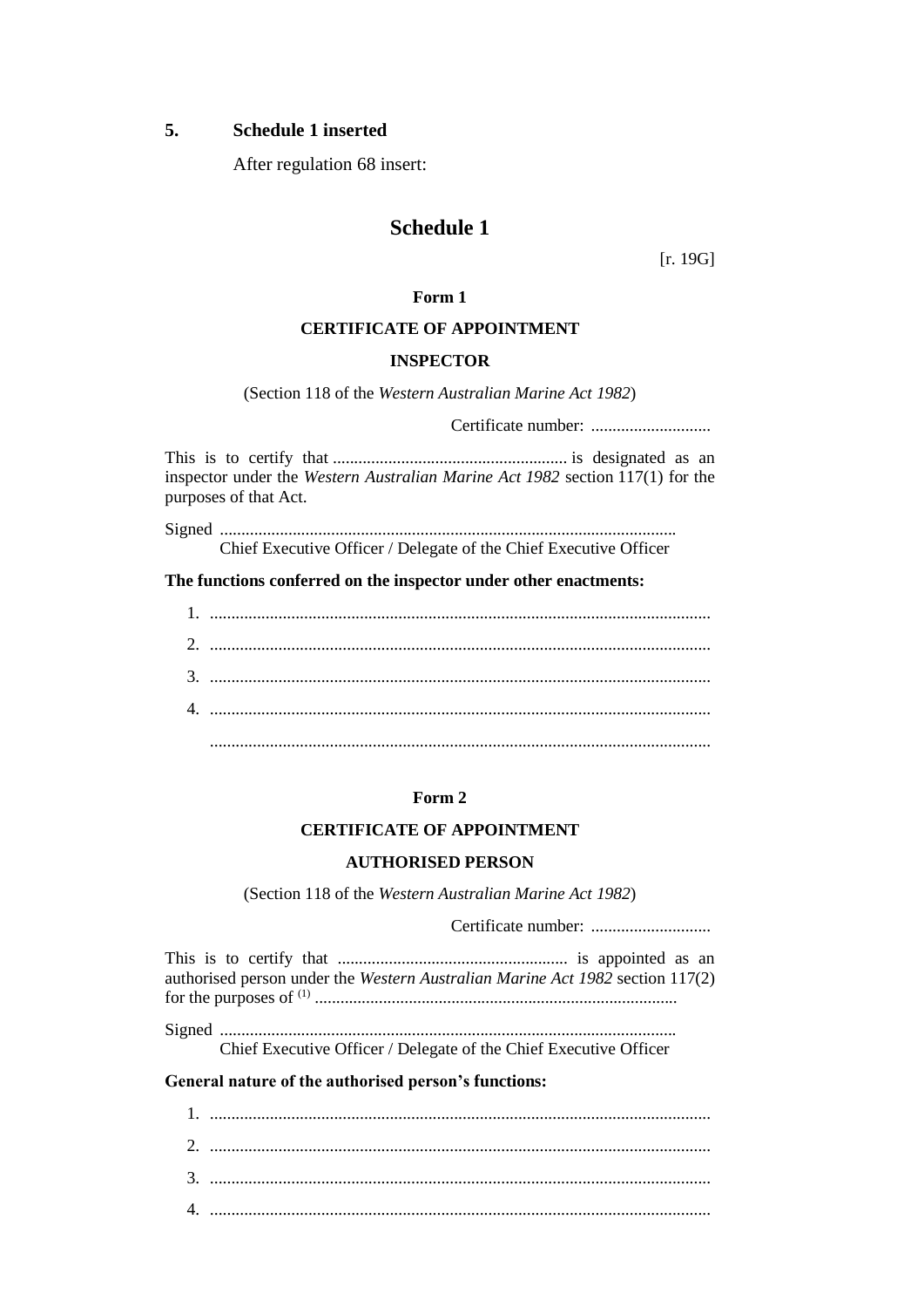## 5. Schedule 1 inserted

After regulation 68 insert:

# Schedule 1

[r. 19G]

**Form 1**

**CERTIFICATE OF APPOINTMENT**

**INSPECTOR**

(Section 118 of the *Western Australian Marine Act 1982*)

Certificate number: ............................

This is to certify that ....................................................... is designated as an inspector under the *Western Australian Marine Act 1982* section 117(1) for the purposes of that Act.

Signed .........................................................................................................
Chief Executive Officer / Delegate of the Chief Executive Officer

**The functions conferred on the inspector under other enactments:**

1. ...................................................................................................................
2. ...................................................................................................................
3. ...................................................................................................................
4. ...................................................................................................................

...................................................................................................................

**Form 2**

**CERTIFICATE OF APPOINTMENT**

**AUTHORISED PERSON**

(Section 118 of the *Western Australian Marine Act 1982*)

Certificate number: ............................

This is to certify that ...................................................... is appointed as an authorised person under the *Western Australian Marine Act 1982* section 117(2) for the purposes of [(1)] ....................................................................................

Signed .........................................................................................................
Chief Executive Officer / Delegate of the Chief Executive Officer

**General nature of the authorised person's functions:**

1. ...................................................................................................................
2. ...................................................................................................................
3. ...................................................................................................................
4. ...................................................................................................................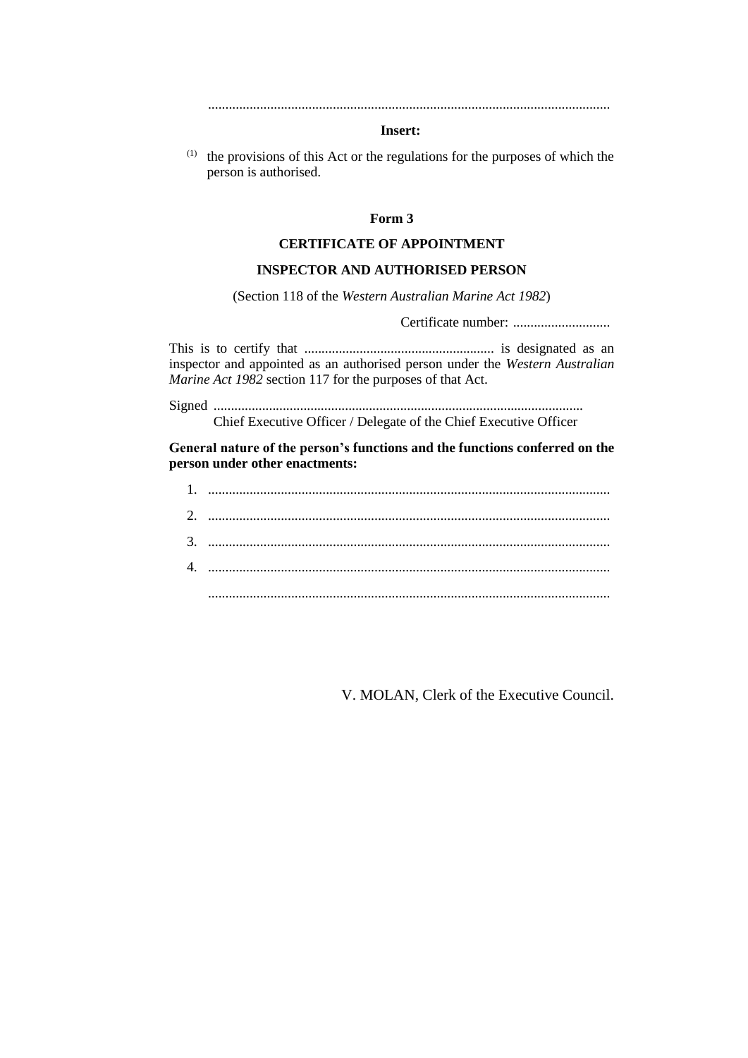..................................................................................................................

**Insert:**

[(1)] the provisions of this Act or the regulations for the purposes of which the person is authorised.

**Form 3**

**CERTIFICATE OF APPOINTMENT**

**INSPECTOR AND AUTHORISED PERSON**

(Section 118 of the *Western Australian Marine Act 1982*)

Certificate number: ............................

This is to certify that ....................................................... is designated as an inspector and appointed as an authorised person under the *Western Australian Marine Act 1982* section 117 for the purposes of that Act.

Signed ..........................................................................................................
Chief Executive Officer / Delegate of the Chief Executive Officer

**General nature of the person's functions and the functions conferred on the person under other enactments:**

1. ..................................................................................................................
2. ..................................................................................................................
3. ..................................................................................................................
4. ..................................................................................................................
..................................................................................................................

V. MOLAN, Clerk of the Executive Council.